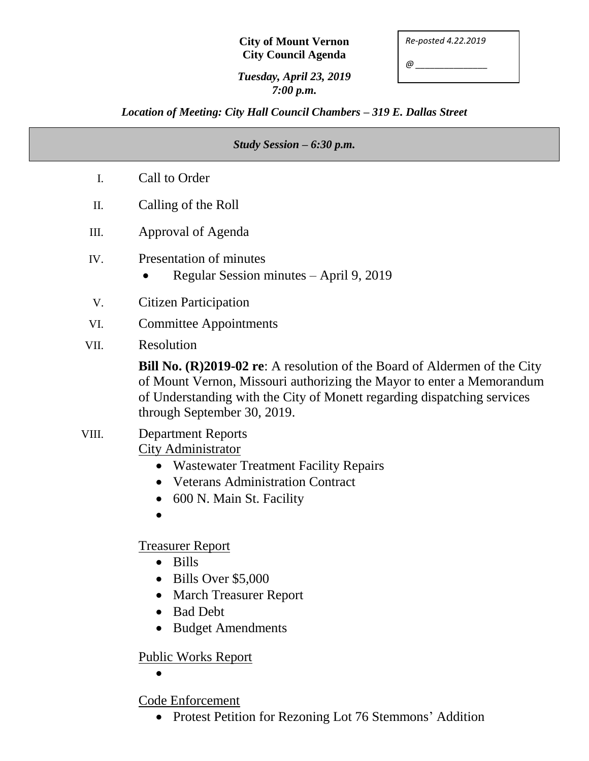**City of Mount Vernon**
**City Council Agenda**

*Tuesday, April 23, 2019*
*7:00 p.m.*

*Re-posted 4.22.2019*

*@ _______________*

*Location of Meeting: City Hall Council Chambers – 319 E. Dallas Street*

*Study Session – 6:30 p.m.*

I. Call to Order

II. Calling of the Roll

III. Approval of Agenda

IV. Presentation of minutes
- Regular Session minutes – April 9, 2019

V. Citizen Participation

VI. Committee Appointments

VII. Resolution

**Bill No. (R)2019-02 re**: A resolution of the Board of Aldermen of the City of Mount Vernon, Missouri authorizing the Mayor to enter a Memorandum of Understanding with the City of Monett regarding dispatching services through September 30, 2019.

VIII. Department Reports

City Administrator
- Wastewater Treatment Facility Repairs
- Veterans Administration Contract
- 600 N. Main St. Facility
-

Treasurer Report
- Bills
- Bills Over $5,000
- March Treasurer Report
- Bad Debt
- Budget Amendments

Public Works Report
-

Code Enforcement
- Protest Petition for Rezoning Lot 76 Stemmons' Addition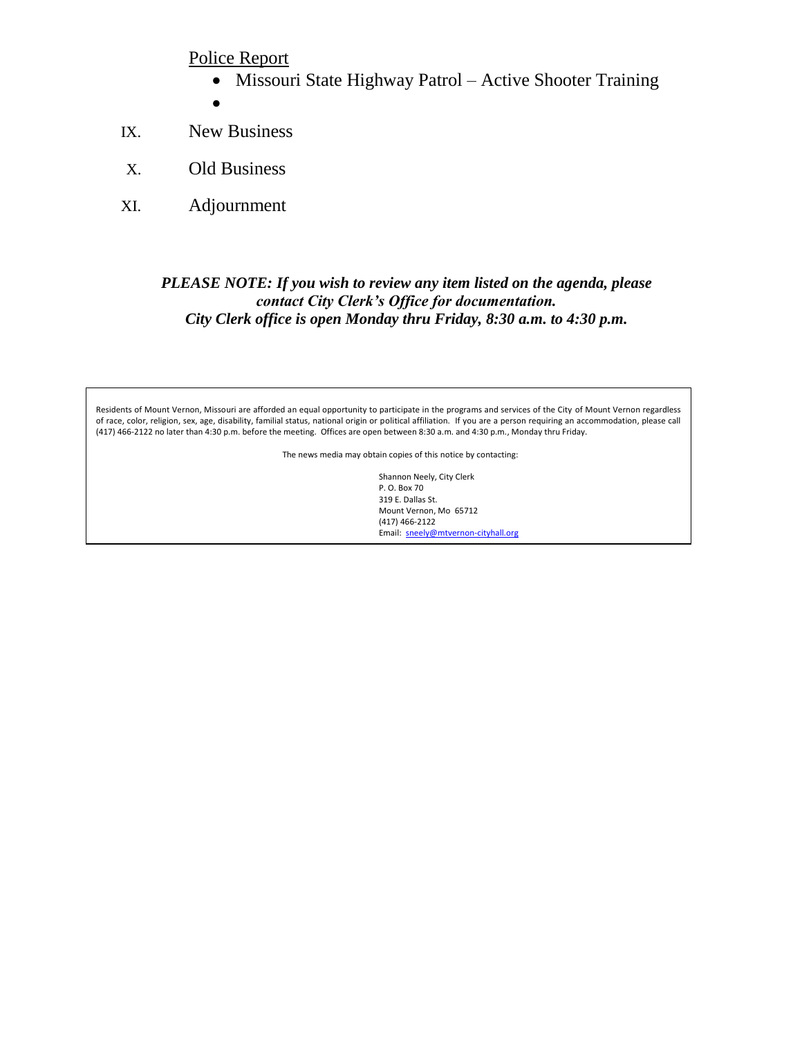Police Report

- Missouri State Highway Patrol – Active Shooter Training
- 

IX. New Business

X. Old Business

XI. Adjournment

***PLEASE NOTE: If you wish to review any item listed on the agenda, please contact City Clerk's Office for documentation.***
***City Clerk office is open Monday thru Friday, 8:30 a.m. to 4:30 p.m.***

Residents of Mount Vernon, Missouri are afforded an equal opportunity to participate in the programs and services of the City of Mount Vernon regardless of race, color, religion, sex, age, disability, familial status, national origin or political affiliation. If you are a person requiring an accommodation, please call (417) 466-2122 no later than 4:30 p.m. before the meeting. Offices are open between 8:30 a.m. and 4:30 p.m., Monday thru Friday.

The news media may obtain copies of this notice by contacting:

Shannon Neely, City Clerk
P. O. Box 70
319 E. Dallas St.
Mount Vernon, Mo 65712
(417) 466-2122
Email: sneely@mtvernon-cityhall.org